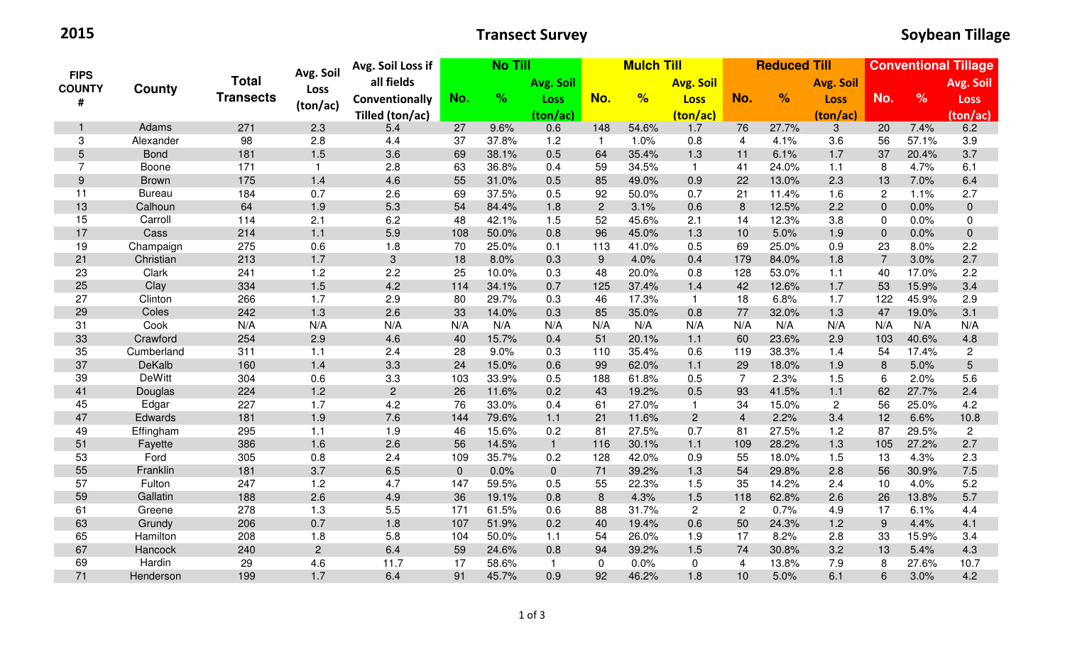**2015** **Transect Survey** **Soybean Tillage**

| FIPS COUNTY # | County | Total Transects | Avg. Soil Loss (ton/ac) | Avg. Soil Loss if all fields Conventionally Tilled (ton/ac) | No Till | | | Mulch Till | | | Reduced Till | | | Conventional Tillage | | |
|---|---|---|---|---|---|---|---|---|---|---|---|---|---|---|---|---|
| | | | | | No. | % | Avg. Soil Loss (ton/ac) | No. | % | Avg. Soil Loss (ton/ac) | No. | % | Avg. Soil Loss (ton/ac) | No. | % | Avg. Soil Loss (ton/ac) |
| 1 | Adams | 271 | 2.3 | 5.4 | 27 | 9.6% | 0.6 | 148 | 54.6% | 1.7 | 76 | 27.7% | 3 | 20 | 7.4% | 6.2 |
| 3 | Alexander | 98 | 2.8 | 4.4 | 37 | 37.8% | 1.2 | 1 | 1.0% | 0.8 | 4 | 4.1% | 3.6 | 56 | 57.1% | 3.9 |
| 5 | Bond | 181 | 1.5 | 3.6 | 69 | 38.1% | 0.5 | 64 | 35.4% | 1.3 | 11 | 6.1% | 1.7 | 37 | 20.4% | 3.7 |
| 7 | Boone | 171 | 1 | 2.8 | 63 | 36.8% | 0.4 | 59 | 34.5% | 1 | 41 | 24.0% | 1.1 | 8 | 4.7% | 6.1 |
| 9 | Brown | 175 | 1.4 | 4.6 | 55 | 31.0% | 0.5 | 85 | 49.0% | 0.9 | 22 | 13.0% | 2.3 | 13 | 7.0% | 6.4 |
| 11 | Bureau | 184 | 0.7 | 2.6 | 69 | 37.5% | 0.5 | 92 | 50.0% | 0.7 | 21 | 11.4% | 1.6 | 2 | 1.1% | 2.7 |
| 13 | Calhoun | 64 | 1.9 | 5.3 | 54 | 84.4% | 1.8 | 2 | 3.1% | 0.6 | 8 | 12.5% | 2.2 | 0 | 0.0% | 0 |
| 15 | Carroll | 114 | 2.1 | 6.2 | 48 | 42.1% | 1.5 | 52 | 45.6% | 2.1 | 14 | 12.3% | 3.8 | 0 | 0.0% | 0 |
| 17 | Cass | 214 | 1.1 | 5.9 | 108 | 50.0% | 0.8 | 96 | 45.0% | 1.3 | 10 | 5.0% | 1.9 | 0 | 0.0% | 0 |
| 19 | Champaign | 275 | 0.6 | 1.8 | 70 | 25.0% | 0.1 | 113 | 41.0% | 0.5 | 69 | 25.0% | 0.9 | 23 | 8.0% | 2.2 |
| 21 | Christian | 213 | 1.7 | 3 | 18 | 8.0% | 0.3 | 9 | 4.0% | 0.4 | 179 | 84.0% | 1.8 | 7 | 3.0% | 2.7 |
| 23 | Clark | 241 | 1.2 | 2.2 | 25 | 10.0% | 0.3 | 48 | 20.0% | 0.8 | 128 | 53.0% | 1.1 | 40 | 17.0% | 2.2 |
| 25 | Clay | 334 | 1.5 | 4.2 | 114 | 34.1% | 0.7 | 125 | 37.4% | 1.4 | 42 | 12.6% | 1.7 | 53 | 15.9% | 3.4 |
| 27 | Clinton | 266 | 1.7 | 2.9 | 80 | 29.7% | 0.3 | 46 | 17.3% | 1 | 18 | 6.8% | 1.7 | 122 | 45.9% | 2.9 |
| 29 | Coles | 242 | 1.3 | 2.6 | 33 | 14.0% | 0.3 | 85 | 35.0% | 0.8 | 77 | 32.0% | 1.3 | 47 | 19.0% | 3.1 |
| 31 | Cook | N/A | N/A | N/A | N/A | N/A | N/A | N/A | N/A | N/A | N/A | N/A | N/A | N/A | N/A | N/A |
| 33 | Crawford | 254 | 2.9 | 4.6 | 40 | 15.7% | 0.4 | 51 | 20.1% | 1.1 | 60 | 23.6% | 2.9 | 103 | 40.6% | 4.8 |
| 35 | Cumberland | 311 | 1.1 | 2.4 | 28 | 9.0% | 0.3 | 110 | 35.4% | 0.6 | 119 | 38.3% | 1.4 | 54 | 17.4% | 2 |
| 37 | DeKalb | 160 | 1.4 | 3.3 | 24 | 15.0% | 0.6 | 99 | 62.0% | 1.1 | 29 | 18.0% | 1.9 | 8 | 5.0% | 5 |
| 39 | DeWitt | 304 | 0.6 | 3.3 | 103 | 33.9% | 0.5 | 188 | 61.8% | 0.5 | 7 | 2.3% | 1.5 | 6 | 2.0% | 5.6 |
| 41 | Douglas | 224 | 1.2 | 2 | 26 | 11.6% | 0.2 | 43 | 19.2% | 0.5 | 93 | 41.5% | 1.1 | 62 | 27.7% | 2.4 |
| 45 | Edgar | 227 | 1.7 | 4.2 | 76 | 33.0% | 0.4 | 61 | 27.0% | 1 | 34 | 15.0% | 2 | 56 | 25.0% | 4.2 |
| 47 | Edwards | 181 | 1.9 | 7.6 | 144 | 79.6% | 1.1 | 21 | 11.6% | 2 | 4 | 2.2% | 3.4 | 12 | 6.6% | 10.8 |
| 49 | Effingham | 295 | 1.1 | 1.9 | 46 | 15.6% | 0.2 | 81 | 27.5% | 0.7 | 81 | 27.5% | 1.2 | 87 | 29.5% | 2 |
| 51 | Fayette | 386 | 1.6 | 2.6 | 56 | 14.5% | 1 | 116 | 30.1% | 1.1 | 109 | 28.2% | 1.3 | 105 | 27.2% | 2.7 |
| 53 | Ford | 305 | 0.8 | 2.4 | 109 | 35.7% | 0.2 | 128 | 42.0% | 0.9 | 55 | 18.0% | 1.5 | 13 | 4.3% | 2.3 |
| 55 | Franklin | 181 | 3.7 | 6.5 | 0 | 0.0% | 0 | 71 | 39.2% | 1.3 | 54 | 29.8% | 2.8 | 56 | 30.9% | 7.5 |
| 57 | Fulton | 247 | 1.2 | 4.7 | 147 | 59.5% | 0.5 | 55 | 22.3% | 1.5 | 35 | 14.2% | 2.4 | 10 | 4.0% | 5.2 |
| 59 | Gallatin | 188 | 2.6 | 4.9 | 36 | 19.1% | 0.8 | 8 | 4.3% | 1.5 | 118 | 62.8% | 2.6 | 26 | 13.8% | 5.7 |
| 61 | Greene | 278 | 1.3 | 5.5 | 171 | 61.5% | 0.6 | 88 | 31.7% | 2 | 2 | 0.7% | 4.9 | 17 | 6.1% | 4.4 |
| 63 | Grundy | 206 | 0.7 | 1.8 | 107 | 51.9% | 0.2 | 40 | 19.4% | 0.6 | 50 | 24.3% | 1.2 | 9 | 4.4% | 4.1 |
| 65 | Hamilton | 208 | 1.8 | 5.8 | 104 | 50.0% | 1.1 | 54 | 26.0% | 1.9 | 17 | 8.2% | 2.8 | 33 | 15.9% | 3.4 |
| 67 | Hancock | 240 | 2 | 6.4 | 59 | 24.6% | 0.8 | 94 | 39.2% | 1.5 | 74 | 30.8% | 3.2 | 13 | 5.4% | 4.3 |
| 69 | Hardin | 29 | 4.6 | 11.7 | 17 | 58.6% | 1 | 0 | 0.0% | 0 | 4 | 13.8% | 7.9 | 8 | 27.6% | 10.7 |
| 71 | Henderson | 199 | 1.7 | 6.4 | 91 | 45.7% | 0.9 | 92 | 46.2% | 1.8 | 10 | 5.0% | 6.1 | 6 | 3.0% | 4.2 |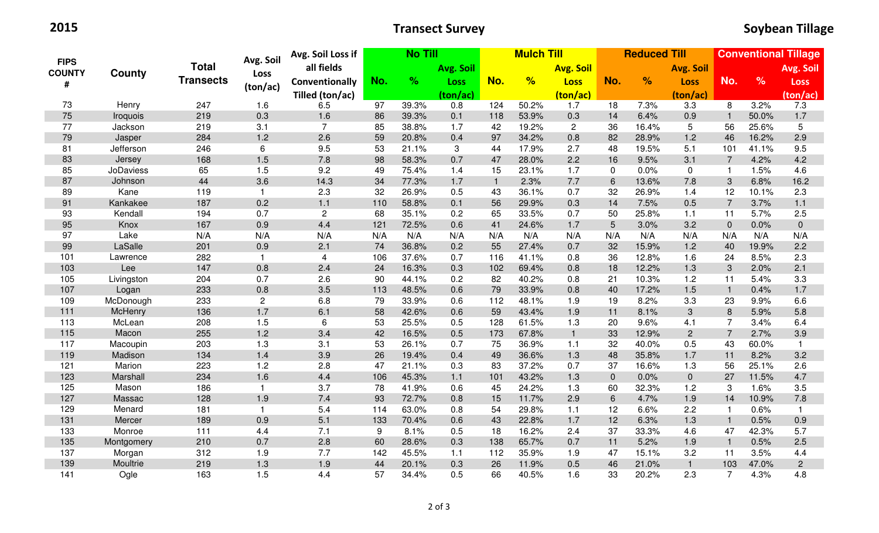**2015** **Transect Survey** **Soybean Tillage**

| FIPS COUNTY # | County | Total Transects | Avg. Soil Loss (ton/ac) | Avg. Soil Loss if all fields Conventionally Tilled (ton/ac) | No Till | | | Mulch Till | | | Reduced Till | | | Conventional Tillage | | |
|---|---|---|---|---|---|---|---|---|---|---|---|---|---|---|---|---|
| | | | | | No. | % | Avg. Soil Loss (ton/ac) | No. | % | Avg. Soil Loss (ton/ac) | No. | % | Avg. Soil Loss (ton/ac) | No. | % | Avg. Soil Loss (ton/ac) |
| 73 | Henry | 247 | 1.6 | 6.5 | 97 | 39.3% | 0.8 | 124 | 50.2% | 1.7 | 18 | 7.3% | 3.3 | 8 | 3.2% | 7.3 |
| 75 | Iroquois | 219 | 0.3 | 1.6 | 86 | 39.3% | 0.1 | 118 | 53.9% | 0.3 | 14 | 6.4% | 0.9 | 1 | 50.0% | 1.7 |
| 77 | Jackson | 219 | 3.1 | 7 | 85 | 38.8% | 1.7 | 42 | 19.2% | 2 | 36 | 16.4% | 5 | 56 | 25.6% | 5 |
| 79 | Jasper | 284 | 1.2 | 2.6 | 59 | 20.8% | 0.4 | 97 | 34.2% | 0.8 | 82 | 28.9% | 1.2 | 46 | 16.2% | 2.9 |
| 81 | Jefferson | 246 | 6 | 9.5 | 53 | 21.1% | 3 | 44 | 17.9% | 2.7 | 48 | 19.5% | 5.1 | 101 | 41.1% | 9.5 |
| 83 | Jersey | 168 | 1.5 | 7.8 | 98 | 58.3% | 0.7 | 47 | 28.0% | 2.2 | 16 | 9.5% | 3.1 | 7 | 4.2% | 4.2 |
| 85 | JoDaviess | 65 | 1.5 | 9.2 | 49 | 75.4% | 1.4 | 15 | 23.1% | 1.7 | 0 | 0.0% | 0 | 1 | 1.5% | 4.6 |
| 87 | Johnson | 44 | 3.6 | 14.3 | 34 | 77.3% | 1.7 | 1 | 2.3% | 7.7 | 6 | 13.6% | 7.8 | 3 | 6.8% | 16.2 |
| 89 | Kane | 119 | 1 | 2.3 | 32 | 26.9% | 0.5 | 43 | 36.1% | 0.7 | 32 | 26.9% | 1.4 | 12 | 10.1% | 2.3 |
| 91 | Kankakee | 187 | 0.2 | 1.1 | 110 | 58.8% | 0.1 | 56 | 29.9% | 0.3 | 14 | 7.5% | 0.5 | 7 | 3.7% | 1.1 |
| 93 | Kendall | 194 | 0.7 | 2 | 68 | 35.1% | 0.2 | 65 | 33.5% | 0.7 | 50 | 25.8% | 1.1 | 11 | 5.7% | 2.5 |
| 95 | Knox | 167 | 0.9 | 4.4 | 121 | 72.5% | 0.6 | 41 | 24.6% | 1.7 | 5 | 3.0% | 3.2 | 0 | 0.0% | 0 |
| 97 | Lake | N/A | N/A | N/A | N/A | N/A | N/A | N/A | N/A | N/A | N/A | N/A | N/A | N/A | N/A | N/A |
| 99 | LaSalle | 201 | 0.9 | 2.1 | 74 | 36.8% | 0.2 | 55 | 27.4% | 0.7 | 32 | 15.9% | 1.2 | 40 | 19.9% | 2.2 |
| 101 | Lawrence | 282 | 1 | 4 | 106 | 37.6% | 0.7 | 116 | 41.1% | 0.8 | 36 | 12.8% | 1.6 | 24 | 8.5% | 2.3 |
| 103 | Lee | 147 | 0.8 | 2.4 | 24 | 16.3% | 0.3 | 102 | 69.4% | 0.8 | 18 | 12.2% | 1.3 | 3 | 2.0% | 2.1 |
| 105 | Livingston | 204 | 0.7 | 2.6 | 90 | 44.1% | 0.2 | 82 | 40.2% | 0.8 | 21 | 10.3% | 1.2 | 11 | 5.4% | 3.3 |
| 107 | Logan | 233 | 0.8 | 3.5 | 113 | 48.5% | 0.6 | 79 | 33.9% | 0.8 | 40 | 17.2% | 1.5 | 1 | 0.4% | 1.7 |
| 109 | McDonough | 233 | 2 | 6.8 | 79 | 33.9% | 0.6 | 112 | 48.1% | 1.9 | 19 | 8.2% | 3.3 | 23 | 9.9% | 6.6 |
| 111 | McHenry | 136 | 1.7 | 6.1 | 58 | 42.6% | 0.6 | 59 | 43.4% | 1.9 | 11 | 8.1% | 3 | 8 | 5.9% | 5.8 |
| 113 | McLean | 208 | 1.5 | 6 | 53 | 25.5% | 0.5 | 128 | 61.5% | 1.3 | 20 | 9.6% | 4.1 | 7 | 3.4% | 6.4 |
| 115 | Macon | 255 | 1.2 | 3.4 | 42 | 16.5% | 0.5 | 173 | 67.8% | 1 | 33 | 12.9% | 2 | 7 | 2.7% | 3.9 |
| 117 | Macoupin | 203 | 1.3 | 3.1 | 53 | 26.1% | 0.7 | 75 | 36.9% | 1.1 | 32 | 40.0% | 0.5 | 43 | 60.0% | 1 |
| 119 | Madison | 134 | 1.4 | 3.9 | 26 | 19.4% | 0.4 | 49 | 36.6% | 1.3 | 48 | 35.8% | 1.7 | 11 | 8.2% | 3.2 |
| 121 | Marion | 223 | 1.2 | 2.8 | 47 | 21.1% | 0.3 | 83 | 37.2% | 0.7 | 37 | 16.6% | 1.3 | 56 | 25.1% | 2.6 |
| 123 | Marshall | 234 | 1.6 | 4.4 | 106 | 45.3% | 1.1 | 101 | 43.2% | 1.3 | 0 | 0.0% | 0 | 27 | 11.5% | 4.7 |
| 125 | Mason | 186 | 1 | 3.7 | 78 | 41.9% | 0.6 | 45 | 24.2% | 1.3 | 60 | 32.3% | 1.2 | 3 | 1.6% | 3.5 |
| 127 | Massac | 128 | 1.9 | 7.4 | 93 | 72.7% | 0.8 | 15 | 11.7% | 2.9 | 6 | 4.7% | 1.9 | 14 | 10.9% | 7.8 |
| 129 | Menard | 181 | 1 | 5.4 | 114 | 63.0% | 0.8 | 54 | 29.8% | 1.1 | 12 | 6.6% | 2.2 | 1 | 0.6% | 1 |
| 131 | Mercer | 189 | 0.9 | 5.1 | 133 | 70.4% | 0.6 | 43 | 22.8% | 1.7 | 12 | 6.3% | 1.3 | 1 | 0.5% | 0.9 |
| 133 | Monroe | 111 | 4.4 | 7.1 | 9 | 8.1% | 0.5 | 18 | 16.2% | 2.4 | 37 | 33.3% | 4.6 | 47 | 42.3% | 5.7 |
| 135 | Montgomery | 210 | 0.7 | 2.8 | 60 | 28.6% | 0.3 | 138 | 65.7% | 0.7 | 11 | 5.2% | 1.9 | 1 | 0.5% | 2.5 |
| 137 | Morgan | 312 | 1.9 | 7.7 | 142 | 45.5% | 1.1 | 112 | 35.9% | 1.9 | 47 | 15.1% | 3.2 | 11 | 3.5% | 4.4 |
| 139 | Moultrie | 219 | 1.3 | 1.9 | 44 | 20.1% | 0.3 | 26 | 11.9% | 0.5 | 46 | 21.0% | 1 | 103 | 47.0% | 2 |
| 141 | Ogle | 163 | 1.5 | 4.4 | 57 | 34.4% | 0.5 | 66 | 40.5% | 1.6 | 33 | 20.2% | 2.3 | 7 | 4.3% | 4.8 |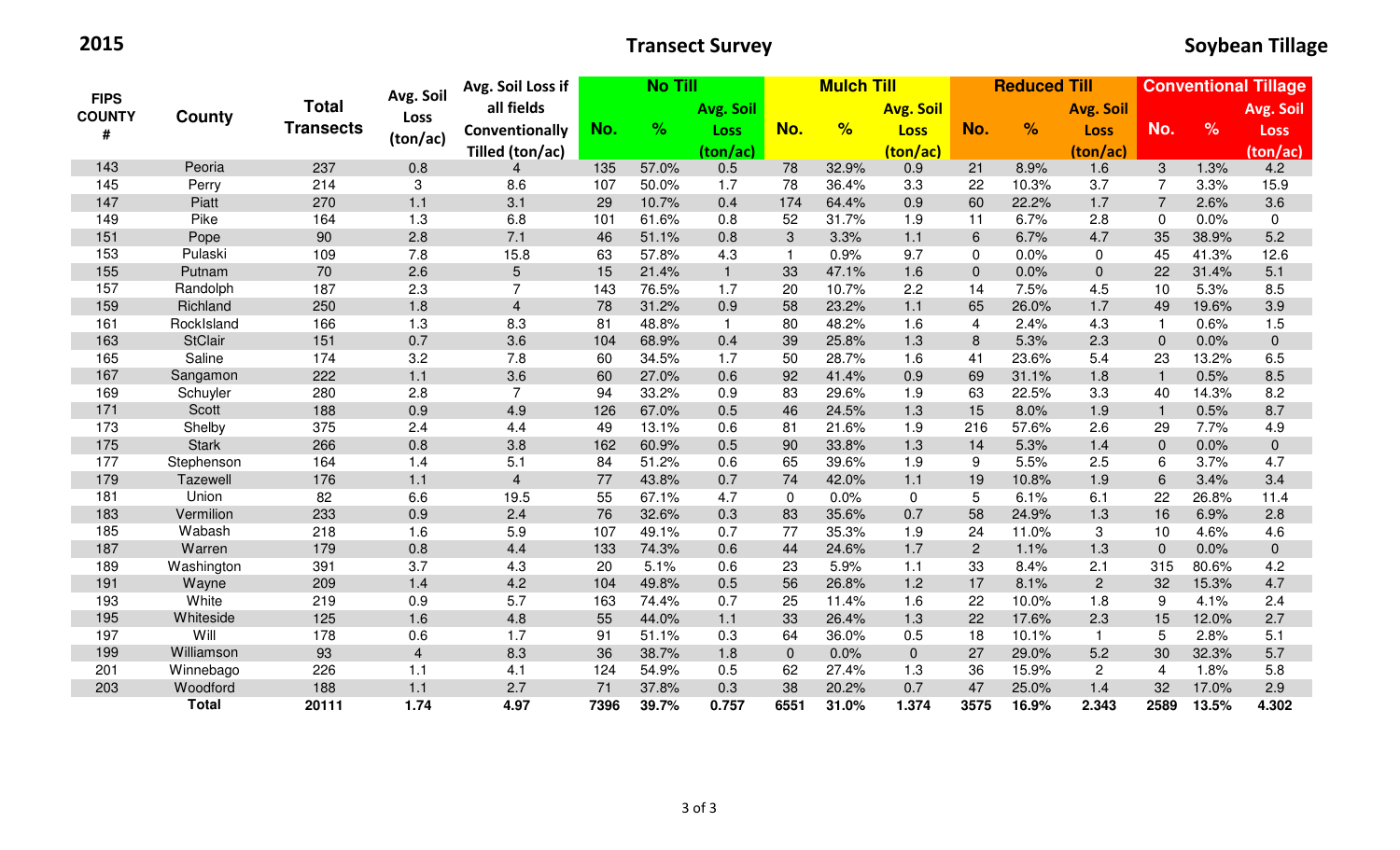2015

# Transect Survey

## Soybean Tillage

| FIPS COUNTY # | County | Total Transects | Avg. Soil Loss (ton/ac) | Avg. Soil Loss if all fields Conventionally Tilled (ton/ac) | No Till | | | Mulch Till | | | Reduced Till | | | Conventional Tillage | | |
|---|---|---|---|---|---|---|---|---|---|---|---|---|---|---|---|---|
| | | | | | No. | % | Avg. Soil Loss (ton/ac) | No. | % | Avg. Soil Loss (ton/ac) | No. | % | Avg. Soil Loss (ton/ac) | No. | % | Avg. Soil Loss (ton/ac) |
| 143 | Peoria | 237 | 0.8 | 4 | 135 | 57.0% | 0.5 | 78 | 32.9% | 0.9 | 21 | 8.9% | 1.6 | 3 | 1.3% | 4.2 |
| 145 | Perry | 214 | 3 | 8.6 | 107 | 50.0% | 1.7 | 78 | 36.4% | 3.3 | 22 | 10.3% | 3.7 | 7 | 3.3% | 15.9 |
| 147 | Piatt | 270 | 1.1 | 3.1 | 29 | 10.7% | 0.4 | 174 | 64.4% | 0.9 | 60 | 22.2% | 1.7 | 7 | 2.6% | 3.6 |
| 149 | Pike | 164 | 1.3 | 6.8 | 101 | 61.6% | 0.8 | 52 | 31.7% | 1.9 | 11 | 6.7% | 2.8 | 0 | 0.0% | 0 |
| 151 | Pope | 90 | 2.8 | 7.1 | 46 | 51.1% | 0.8 | 3 | 3.3% | 1.1 | 6 | 6.7% | 4.7 | 35 | 38.9% | 5.2 |
| 153 | Pulaski | 109 | 7.8 | 15.8 | 63 | 57.8% | 4.3 | 1 | 0.9% | 9.7 | 0 | 0.0% | 0 | 45 | 41.3% | 12.6 |
| 155 | Putnam | 70 | 2.6 | 5 | 15 | 21.4% | 1 | 33 | 47.1% | 1.6 | 0 | 0.0% | 0 | 22 | 31.4% | 5.1 |
| 157 | Randolph | 187 | 2.3 | 7 | 143 | 76.5% | 1.7 | 20 | 10.7% | 2.2 | 14 | 7.5% | 4.5 | 10 | 5.3% | 8.5 |
| 159 | Richland | 250 | 1.8 | 4 | 78 | 31.2% | 0.9 | 58 | 23.2% | 1.1 | 65 | 26.0% | 1.7 | 49 | 19.6% | 3.9 |
| 161 | RockIsland | 166 | 1.3 | 8.3 | 81 | 48.8% | 1 | 80 | 48.2% | 1.6 | 4 | 2.4% | 4.3 | 1 | 0.6% | 1.5 |
| 163 | StClair | 151 | 0.7 | 3.6 | 104 | 68.9% | 0.4 | 39 | 25.8% | 1.3 | 8 | 5.3% | 2.3 | 0 | 0.0% | 0 |
| 165 | Saline | 174 | 3.2 | 7.8 | 60 | 34.5% | 1.7 | 50 | 28.7% | 1.6 | 41 | 23.6% | 5.4 | 23 | 13.2% | 6.5 |
| 167 | Sangamon | 222 | 1.1 | 3.6 | 60 | 27.0% | 0.6 | 92 | 41.4% | 0.9 | 69 | 31.1% | 1.8 | 1 | 0.5% | 8.5 |
| 169 | Schuyler | 280 | 2.8 | 7 | 94 | 33.2% | 0.9 | 83 | 29.6% | 1.9 | 63 | 22.5% | 3.3 | 40 | 14.3% | 8.2 |
| 171 | Scott | 188 | 0.9 | 4.9 | 126 | 67.0% | 0.5 | 46 | 24.5% | 1.3 | 15 | 8.0% | 1.9 | 1 | 0.5% | 8.7 |
| 173 | Shelby | 375 | 2.4 | 4.4 | 49 | 13.1% | 0.6 | 81 | 21.6% | 1.9 | 216 | 57.6% | 2.6 | 29 | 7.7% | 4.9 |
| 175 | Stark | 266 | 0.8 | 3.8 | 162 | 60.9% | 0.5 | 90 | 33.8% | 1.3 | 14 | 5.3% | 1.4 | 0 | 0.0% | 0 |
| 177 | Stephenson | 164 | 1.4 | 5.1 | 84 | 51.2% | 0.6 | 65 | 39.6% | 1.9 | 9 | 5.5% | 2.5 | 6 | 3.7% | 4.7 |
| 179 | Tazewell | 176 | 1.1 | 4 | 77 | 43.8% | 0.7 | 74 | 42.0% | 1.1 | 19 | 10.8% | 1.9 | 6 | 3.4% | 3.4 |
| 181 | Union | 82 | 6.6 | 19.5 | 55 | 67.1% | 4.7 | 0 | 0.0% | 0 | 5 | 6.1% | 6.1 | 22 | 26.8% | 11.4 |
| 183 | Vermilion | 233 | 0.9 | 2.4 | 76 | 32.6% | 0.3 | 83 | 35.6% | 0.7 | 58 | 24.9% | 1.3 | 16 | 6.9% | 2.8 |
| 185 | Wabash | 218 | 1.6 | 5.9 | 107 | 49.1% | 0.7 | 77 | 35.3% | 1.9 | 24 | 11.0% | 3 | 10 | 4.6% | 4.6 |
| 187 | Warren | 179 | 0.8 | 4.4 | 133 | 74.3% | 0.6 | 44 | 24.6% | 1.7 | 2 | 1.1% | 1.3 | 0 | 0.0% | 0 |
| 189 | Washington | 391 | 3.7 | 4.3 | 20 | 5.1% | 0.6 | 23 | 5.9% | 1.1 | 33 | 8.4% | 2.1 | 315 | 80.6% | 4.2 |
| 191 | Wayne | 209 | 1.4 | 4.2 | 104 | 49.8% | 0.5 | 56 | 26.8% | 1.2 | 17 | 8.1% | 2 | 32 | 15.3% | 4.7 |
| 193 | White | 219 | 0.9 | 5.7 | 163 | 74.4% | 0.7 | 25 | 11.4% | 1.6 | 22 | 10.0% | 1.8 | 9 | 4.1% | 2.4 |
| 195 | Whiteside | 125 | 1.6 | 4.8 | 55 | 44.0% | 1.1 | 33 | 26.4% | 1.3 | 22 | 17.6% | 2.3 | 15 | 12.0% | 2.7 |
| 197 | Will | 178 | 0.6 | 1.7 | 91 | 51.1% | 0.3 | 64 | 36.0% | 0.5 | 18 | 10.1% | 1 | 5 | 2.8% | 5.1 |
| 199 | Williamson | 93 | 4 | 8.3 | 36 | 38.7% | 1.8 | 0 | 0.0% | 0 | 27 | 29.0% | 5.2 | 30 | 32.3% | 5.7 |
| 201 | Winnebago | 226 | 1.1 | 4.1 | 124 | 54.9% | 0.5 | 62 | 27.4% | 1.3 | 36 | 15.9% | 2 | 4 | 1.8% | 5.8 |
| 203 | Woodford | 188 | 1.1 | 2.7 | 71 | 37.8% | 0.3 | 38 | 20.2% | 0.7 | 47 | 25.0% | 1.4 | 32 | 17.0% | 2.9 |
| | **Total** | **20111** | **1.74** | **4.97** | **7396** | **39.7%** | **0.757** | **6551** | **31.0%** | **1.374** | **3575** | **16.9%** | **2.343** | **2589** | **13.5%** | **4.302** |